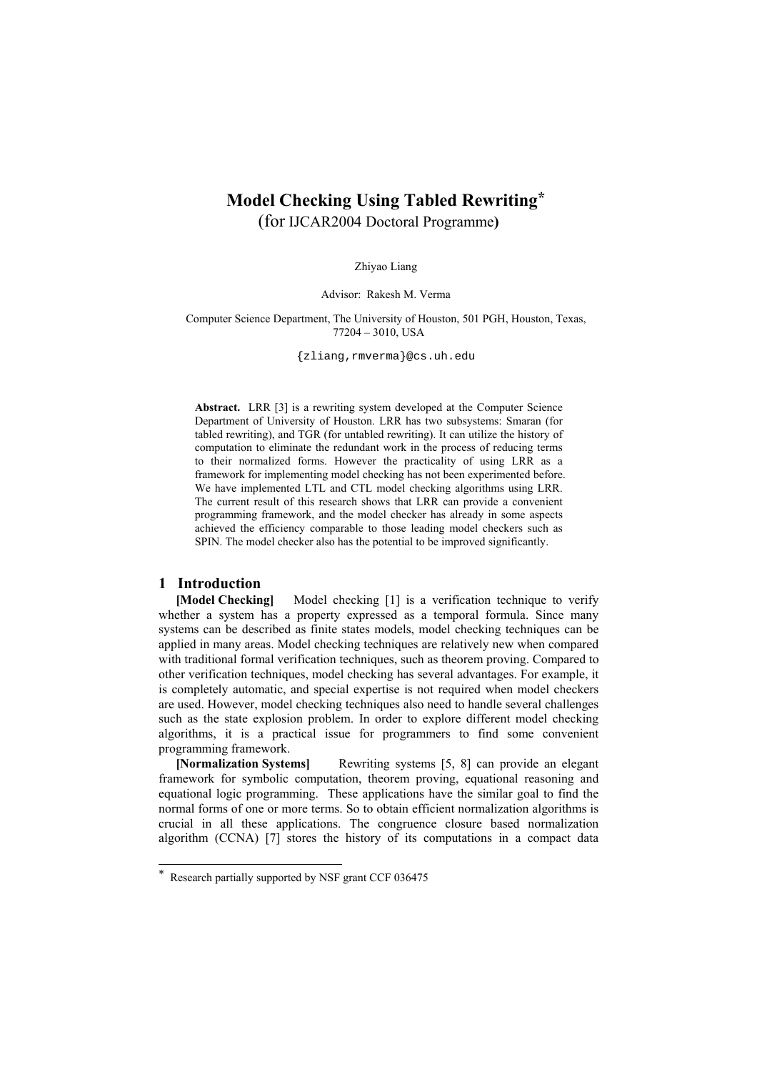# Model Checking Using Tabled Rewriting*

(for IJCAR2004 Doctoral Programme)

Zhiyao Liang

Advisor: Rakesh M. Verma

Computer Science Department, The University of Houston, 501 PGH, Houston, Texas, 77204 – 3010, USA

{zliang,rmverma}@cs.uh.edu

**Abstract.** LRR [3] is a rewriting system developed at the Computer Science Department of University of Houston. LRR has two subsystems: Smaran (for tabled rewriting), and TGR (for untabled rewriting). It can utilize the history of computation to eliminate the redundant work in the process of reducing terms to their normalized forms. However the practicality of using LRR as a framework for implementing model checking has not been experimented before. We have implemented LTL and CTL model checking algorithms using LRR. The current result of this research shows that LRR can provide a convenient programming framework, and the model checker has already in some aspects achieved the efficiency comparable to those leading model checkers such as SPIN. The model checker also has the potential to be improved significantly.

## 1 Introduction

**[Model Checking]** Model checking [1] is a verification technique to verify whether a system has a property expressed as a temporal formula. Since many systems can be described as finite states models, model checking techniques can be applied in many areas. Model checking techniques are relatively new when compared with traditional formal verification techniques, such as theorem proving. Compared to other verification techniques, model checking has several advantages. For example, it is completely automatic, and special expertise is not required when model checkers are used. However, model checking techniques also need to handle several challenges such as the state explosion problem. In order to explore different model checking algorithms, it is a practical issue for programmers to find some convenient programming framework.

**[Normalization Systems]** Rewriting systems [5, 8] can provide an elegant framework for symbolic computation, theorem proving, equational reasoning and equational logic programming. These applications have the similar goal to find the normal forms of one or more terms. So to obtain efficient normalization algorithms is crucial in all these applications. The congruence closure based normalization algorithm (CCNA) [7] stores the history of its computations in a compact data

---

* Research partially supported by NSF grant CCF 036475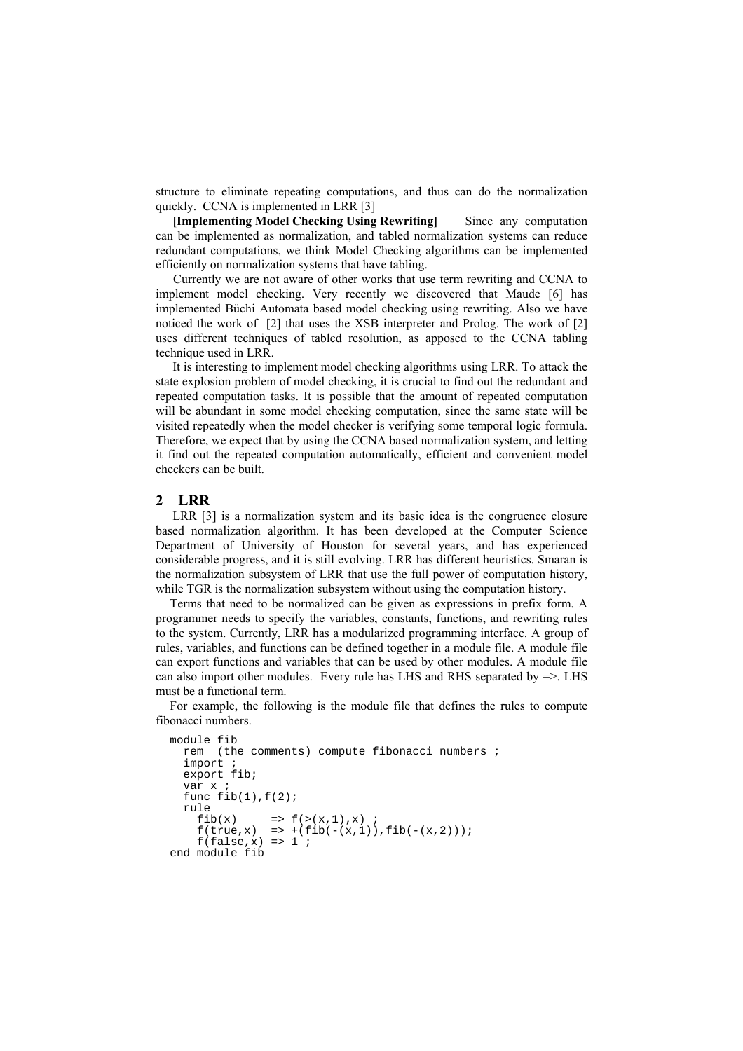structure to eliminate repeating computations, and thus can do the normalization quickly. CCNA is implemented in LRR [3]

**[Implementing Model Checking Using Rewriting]** Since any computation can be implemented as normalization, and tabled normalization systems can reduce redundant computations, we think Model Checking algorithms can be implemented efficiently on normalization systems that have tabling.

Currently we are not aware of other works that use term rewriting and CCNA to implement model checking. Very recently we discovered that Maude [6] has implemented Büchi Automata based model checking using rewriting. Also we have noticed the work of [2] that uses the XSB interpreter and Prolog. The work of [2] uses different techniques of tabled resolution, as apposed to the CCNA tabling technique used in LRR.

It is interesting to implement model checking algorithms using LRR. To attack the state explosion problem of model checking, it is crucial to find out the redundant and repeated computation tasks. It is possible that the amount of repeated computation will be abundant in some model checking computation, since the same state will be visited repeatedly when the model checker is verifying some temporal logic formula. Therefore, we expect that by using the CCNA based normalization system, and letting it find out the repeated computation automatically, efficient and convenient model checkers can be built.

## 2 LRR

LRR [3] is a normalization system and its basic idea is the congruence closure based normalization algorithm. It has been developed at the Computer Science Department of University of Houston for several years, and has experienced considerable progress, and it is still evolving. LRR has different heuristics. Smaran is the normalization subsystem of LRR that use the full power of computation history, while TGR is the normalization subsystem without using the computation history.

Terms that need to be normalized can be given as expressions in prefix form. A programmer needs to specify the variables, constants, functions, and rewriting rules to the system. Currently, LRR has a modularized programming interface. A group of rules, variables, and functions can be defined together in a module file. A module file can export functions and variables that can be used by other modules. A module file can also import other modules. Every rule has LHS and RHS separated by =>. LHS must be a functional term.

For example, the following is the module file that defines the rules to compute fibonacci numbers.

```
module fib
  rem  (the comments) compute fibonacci numbers ;
  import ;
  export fib;
  var x ;
  func fib(1),f(2);
  rule
    fib(x)     => f(>(x,1),x) ;
    f(true,x)  => +(fib(-(x,1)),fib(-(x,2)));
    f(false,x) => 1 ;
end module fib
```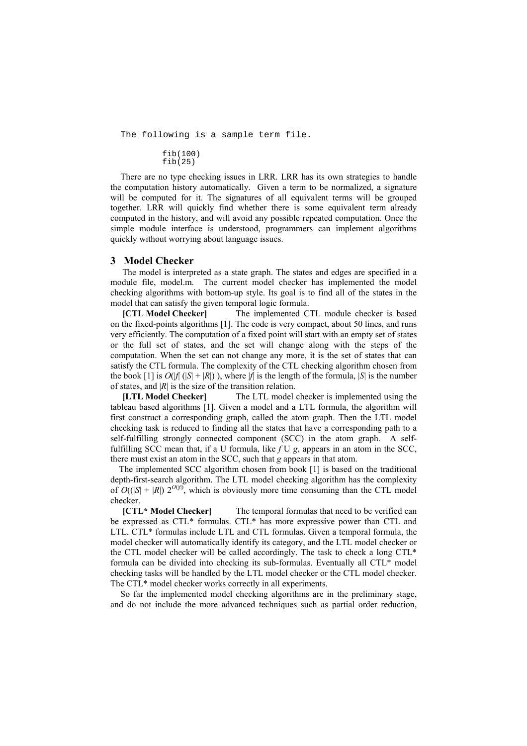The following is a sample term file.

```
fib(100)
fib(25)
```

There are no type checking issues in LRR. LRR has its own strategies to handle the computation history automatically. Given a term to be normalized, a signature will be computed for it. The signatures of all equivalent terms will be grouped together. LRR will quickly find whether there is some equivalent term already computed in the history, and will avoid any possible repeated computation. Once the simple module interface is understood, programmers can implement algorithms quickly without worrying about language issues.

## 3 Model Checker

The model is interpreted as a state graph. The states and edges are specified in a module file, model.m. The current model checker has implemented the model checking algorithms with bottom-up style. Its goal is to find all of the states in the model that can satisfy the given temporal logic formula.

**[CTL Model Checker]** The implemented CTL module checker is based on the fixed-points algorithms [1]. The code is very compact, about 50 lines, and runs very efficiently. The computation of a fixed point will start with an empty set of states or the full set of states, and the set will change along with the steps of the computation. When the set can not change any more, it is the set of states that can satisfy the CTL formula. The complexity of the CTL checking algorithm chosen from the book [1] is $O(|f|\ (|S| + |R|)\ )$, where $|f|$ is the length of the formula, $|S|$ is the number of states, and $|R|$ is the size of the transition relation.

**[LTL Model Checker]** The LTL model checker is implemented using the tableau based algorithms [1]. Given a model and a LTL formula, the algorithm will first construct a corresponding graph, called the atom graph. Then the LTL model checking task is reduced to finding all the states that have a corresponding path to a self-fulfilling strongly connected component (SCC) in the atom graph. A self-fulfilling SCC mean that, if a U formula, like $f$ U $g$, appears in an atom in the SCC, there must exist an atom in the SCC, such that $g$ appears in that atom.

The implemented SCC algorithm chosen from book [1] is based on the traditional depth-first-search algorithm. The LTL model checking algorithm has the complexity of $O((|S| + |R|)\ 2^{O(|f|)}$, which is obviously more time consuming than the CTL model checker.

**[CTL* Model Checker]** The temporal formulas that need to be verified can be expressed as CTL* formulas. CTL* has more expressive power than CTL and LTL. CTL* formulas include LTL and CTL formulas. Given a temporal formula, the model checker will automatically identify its category, and the LTL model checker or the CTL model checker will be called accordingly. The task to check a long CTL* formula can be divided into checking its sub-formulas. Eventually all CTL* model checking tasks will be handled by the LTL model checker or the CTL model checker. The CTL* model checker works correctly in all experiments.

So far the implemented model checking algorithms are in the preliminary stage, and do not include the more advanced techniques such as partial order reduction,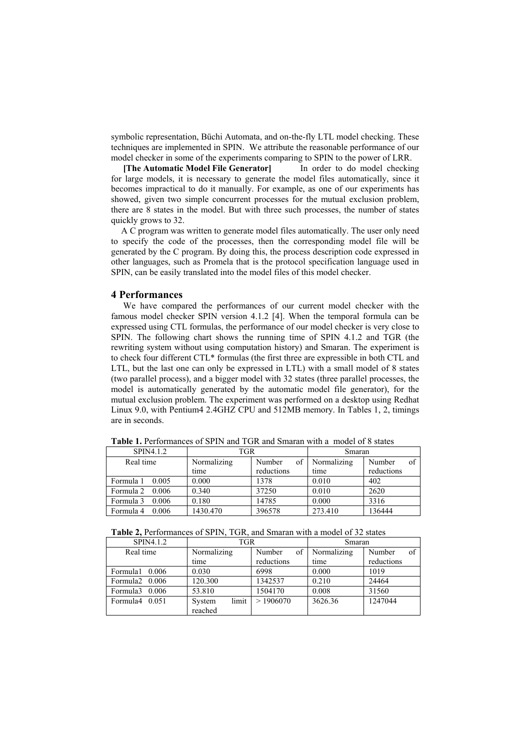symbolic representation, Büchi Automata, and on-the-fly LTL model checking. These techniques are implemented in SPIN. We attribute the reasonable performance of our model checker in some of the experiments comparing to SPIN to the power of LRR.

**[The Automatic Model File Generator]** In order to do model checking for large models, it is necessary to generate the model files automatically, since it becomes impractical to do it manually. For example, as one of our experiments has showed, given two simple concurrent processes for the mutual exclusion problem, there are 8 states in the model. But with three such processes, the number of states quickly grows to 32.

A C program was written to generate model files automatically. The user only need to specify the code of the processes, then the corresponding model file will be generated by the C program. By doing this, the process description code expressed in other languages, such as Promela that is the protocol specification language used in SPIN, can be easily translated into the model files of this model checker.

## 4 Performances

We have compared the performances of our current model checker with the famous model checker SPIN version 4.1.2 [4]. When the temporal formula can be expressed using CTL formulas, the performance of our model checker is very close to SPIN. The following chart shows the running time of SPIN 4.1.2 and TGR (the rewriting system without using computation history) and Smaran. The experiment is to check four different CTL* formulas (the first three are expressible in both CTL and LTL, but the last one can only be expressed in LTL) with a small model of 8 states (two parallel process), and a bigger model with 32 states (three parallel processes, the model is automatically generated by the automatic model file generator), for the mutual exclusion problem. The experiment was performed on a desktop using Redhat Linux 9.0, with Pentium4 2.4GHZ CPU and 512MB memory. In Tables 1, 2, timings are in seconds.

**Table 1.** Performances of SPIN and TGR and Smaran with a model of 8 states

| SPIN4.1.2 | TGR | | Smaran | |
|---|---|---|---|---|
| Real time | Normalizing time | Number of reductions | Normalizing time | Number of reductions |
| Formula 1 0.005 | 0.000 | 1378 | 0.010 | 402 |
| Formula 2 0.006 | 0.340 | 37250 | 0.010 | 2620 |
| Formula 3 0.006 | 0.180 | 14785 | 0.000 | 3316 |
| Formula 4 0.006 | 1430.470 | 396578 | 273.410 | 136444 |

**Table 2,** Performances of SPIN, TGR, and Smaran with a model of 32 states

| SPIN4.1.2 | TGR | | Smaran | |
|---|---|---|---|---|
| Real time | Normalizing time | Number of reductions | Normalizing time | Number of reductions |
| Formula1 0.006 | 0.030 | 6998 | 0.000 | 1019 |
| Formula2 0.006 | 120.300 | 1342537 | 0.210 | 24464 |
| Formula3 0.006 | 53.810 | 1504170 | 0.008 | 31560 |
| Formula4 0.051 | System limit reached | > 1906070 | 3626.36 | 1247044 |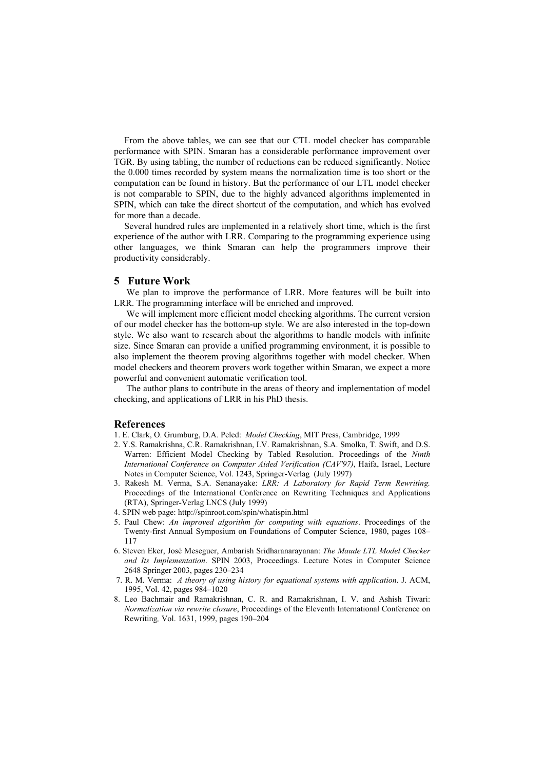From the above tables, we can see that our CTL model checker has comparable performance with SPIN. Smaran has a considerable performance improvement over TGR. By using tabling, the number of reductions can be reduced significantly. Notice the 0.000 times recorded by system means the normalization time is too short or the computation can be found in history. But the performance of our LTL model checker is not comparable to SPIN, due to the highly advanced algorithms implemented in SPIN, which can take the direct shortcut of the computation, and which has evolved for more than a decade.

Several hundred rules are implemented in a relatively short time, which is the first experience of the author with LRR. Comparing to the programming experience using other languages, we think Smaran can help the programmers improve their productivity considerably.

## 5 Future Work

We plan to improve the performance of LRR. More features will be built into LRR. The programming interface will be enriched and improved.

We will implement more efficient model checking algorithms. The current version of our model checker has the bottom-up style. We are also interested in the top-down style. We also want to research about the algorithms to handle models with infinite size. Since Smaran can provide a unified programming environment, it is possible to also implement the theorem proving algorithms together with model checker. When model checkers and theorem provers work together within Smaran, we expect a more powerful and convenient automatic verification tool.

The author plans to contribute in the areas of theory and implementation of model checking, and applications of LRR in his PhD thesis.

## References

1. E. Clark, O. Grumburg, D.A. Peled: *Model Checking*, MIT Press, Cambridge, 1999
2. Y.S. Ramakrishna, C.R. Ramakrishnan, I.V. Ramakrishnan, S.A. Smolka, T. Swift, and D.S. Warren: Efficient Model Checking by Tabled Resolution. Proceedings of the *Ninth International Conference on Computer Aided Verification (CAV'97)*, Haifa, Israel, Lecture Notes in Computer Science, Vol. 1243, Springer-Verlag (July 1997)
3. Rakesh M. Verma, S.A. Senanayake: *LRR: A Laboratory for Rapid Term Rewriting.* Proceedings of the International Conference on Rewriting Techniques and Applications (RTA), Springer-Verlag LNCS (July 1999)
4. SPIN web page: http://spinroot.com/spin/whatispin.html
5. Paul Chew: *An improved algorithm for computing with equations*. Proceedings of the Twenty-first Annual Symposium on Foundations of Computer Science, 1980, pages 108–117
6. Steven Eker, José Meseguer, Ambarish Sridharanarayanan: *The Maude LTL Model Checker and Its Implementation*. SPIN 2003, Proceedings. Lecture Notes in Computer Science 2648 Springer 2003, pages 230–234
7. R. M. Verma: *A theory of using history for equational systems with application*. J. ACM, 1995, Vol. 42, pages 984–1020
8. Leo Bachmair and Ramakrishnan, C. R. and Ramakrishnan, I. V. and Ashish Tiwari: *Normalization via rewrite closure*, Proceedings of the Eleventh International Conference on Rewriting*,* Vol. 1631, 1999, pages 190–204